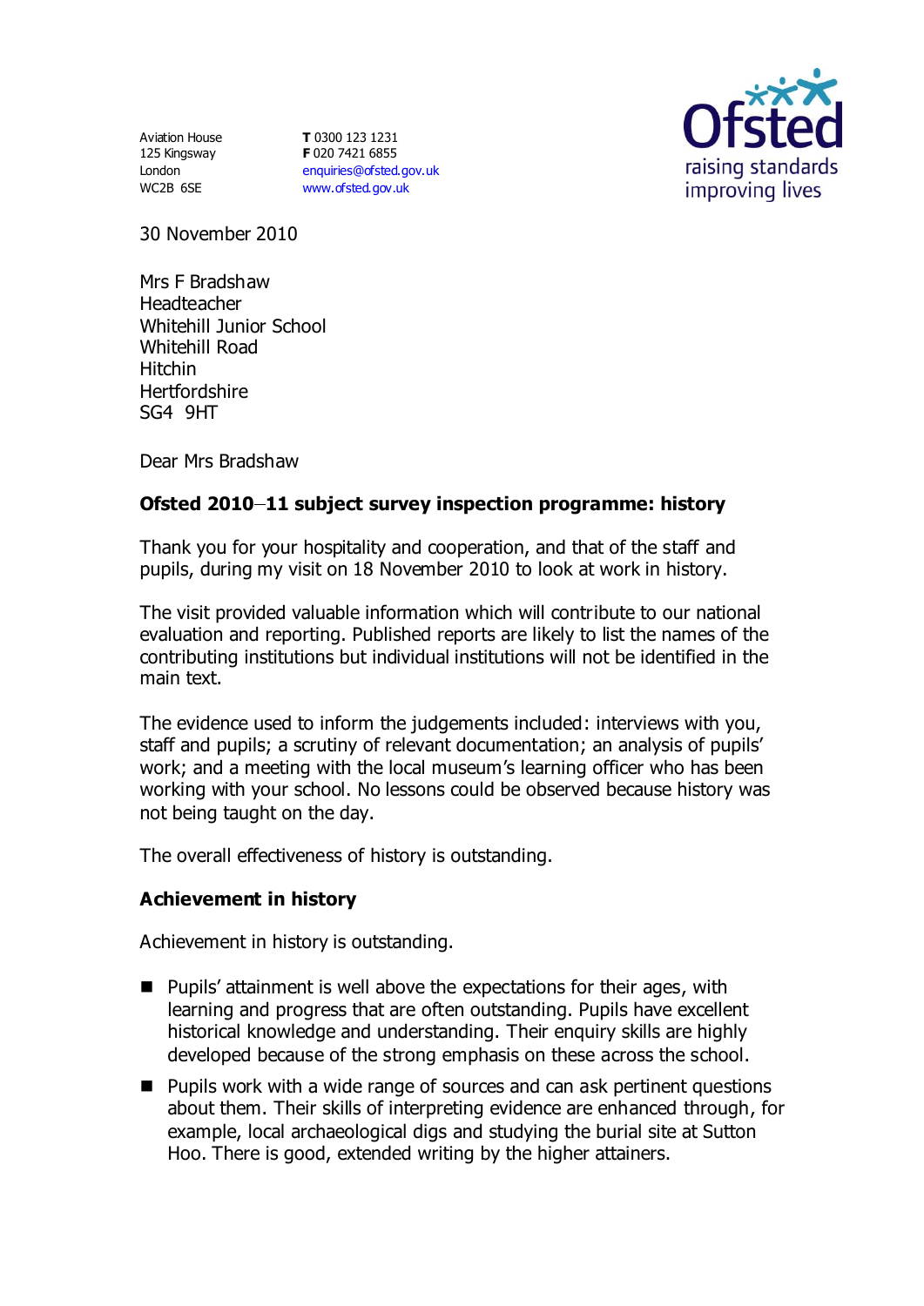Aviation House
125 Kingsway
London
WC2B 6SE

**T** 0300 123 1231
**F** 020 7421 6855
enquiries@ofsted.gov.uk
www.ofsted.gov.uk

Ofsted
raising standards
improving lives

30 November 2010

Mrs F Bradshaw
Headteacher
Whitehill Junior School
Whitehill Road
Hitchin
Hertfordshire
SG4 9HT

Dear Mrs Bradshaw

**Ofsted 2010–11 subject survey inspection programme: history**

Thank you for your hospitality and cooperation, and that of the staff and pupils, during my visit on 18 November 2010 to look at work in history.

The visit provided valuable information which will contribute to our national evaluation and reporting. Published reports are likely to list the names of the contributing institutions but individual institutions will not be identified in the main text.

The evidence used to inform the judgements included: interviews with you, staff and pupils; a scrutiny of relevant documentation; an analysis of pupils' work; and a meeting with the local museum's learning officer who has been working with your school. No lessons could be observed because history was not being taught on the day.

The overall effectiveness of history is outstanding.

**Achievement in history**

Achievement in history is outstanding.

- Pupils' attainment is well above the expectations for their ages, with learning and progress that are often outstanding. Pupils have excellent historical knowledge and understanding. Their enquiry skills are highly developed because of the strong emphasis on these across the school.
- Pupils work with a wide range of sources and can ask pertinent questions about them. Their skills of interpreting evidence are enhanced through, for example, local archaeological digs and studying the burial site at Sutton Hoo. There is good, extended writing by the higher attainers.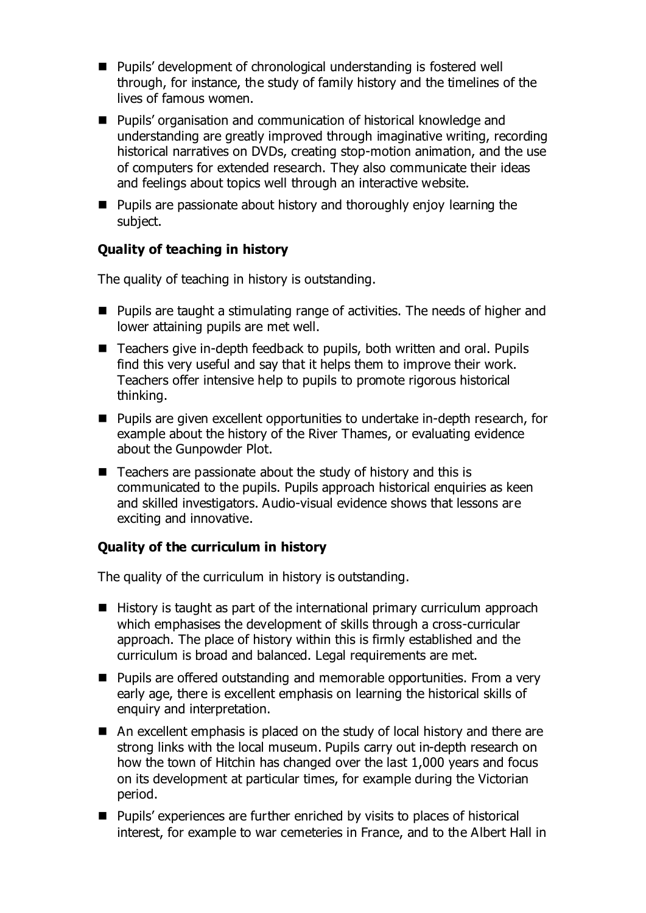- Pupils' development of chronological understanding is fostered well through, for instance, the study of family history and the timelines of the lives of famous women.
- Pupils' organisation and communication of historical knowledge and understanding are greatly improved through imaginative writing, recording historical narratives on DVDs, creating stop-motion animation, and the use of computers for extended research. They also communicate their ideas and feelings about topics well through an interactive website.
- Pupils are passionate about history and thoroughly enjoy learning the subject.

**Quality of teaching in history**

The quality of teaching in history is outstanding.

- Pupils are taught a stimulating range of activities. The needs of higher and lower attaining pupils are met well.
- Teachers give in-depth feedback to pupils, both written and oral. Pupils find this very useful and say that it helps them to improve their work. Teachers offer intensive help to pupils to promote rigorous historical thinking.
- Pupils are given excellent opportunities to undertake in-depth research, for example about the history of the River Thames, or evaluating evidence about the Gunpowder Plot.
- Teachers are passionate about the study of history and this is communicated to the pupils. Pupils approach historical enquiries as keen and skilled investigators. Audio-visual evidence shows that lessons are exciting and innovative.

**Quality of the curriculum in history**

The quality of the curriculum in history is outstanding.

- History is taught as part of the international primary curriculum approach which emphasises the development of skills through a cross-curricular approach. The place of history within this is firmly established and the curriculum is broad and balanced. Legal requirements are met.
- Pupils are offered outstanding and memorable opportunities. From a very early age, there is excellent emphasis on learning the historical skills of enquiry and interpretation.
- An excellent emphasis is placed on the study of local history and there are strong links with the local museum. Pupils carry out in-depth research on how the town of Hitchin has changed over the last 1,000 years and focus on its development at particular times, for example during the Victorian period.
- Pupils' experiences are further enriched by visits to places of historical interest, for example to war cemeteries in France, and to the Albert Hall in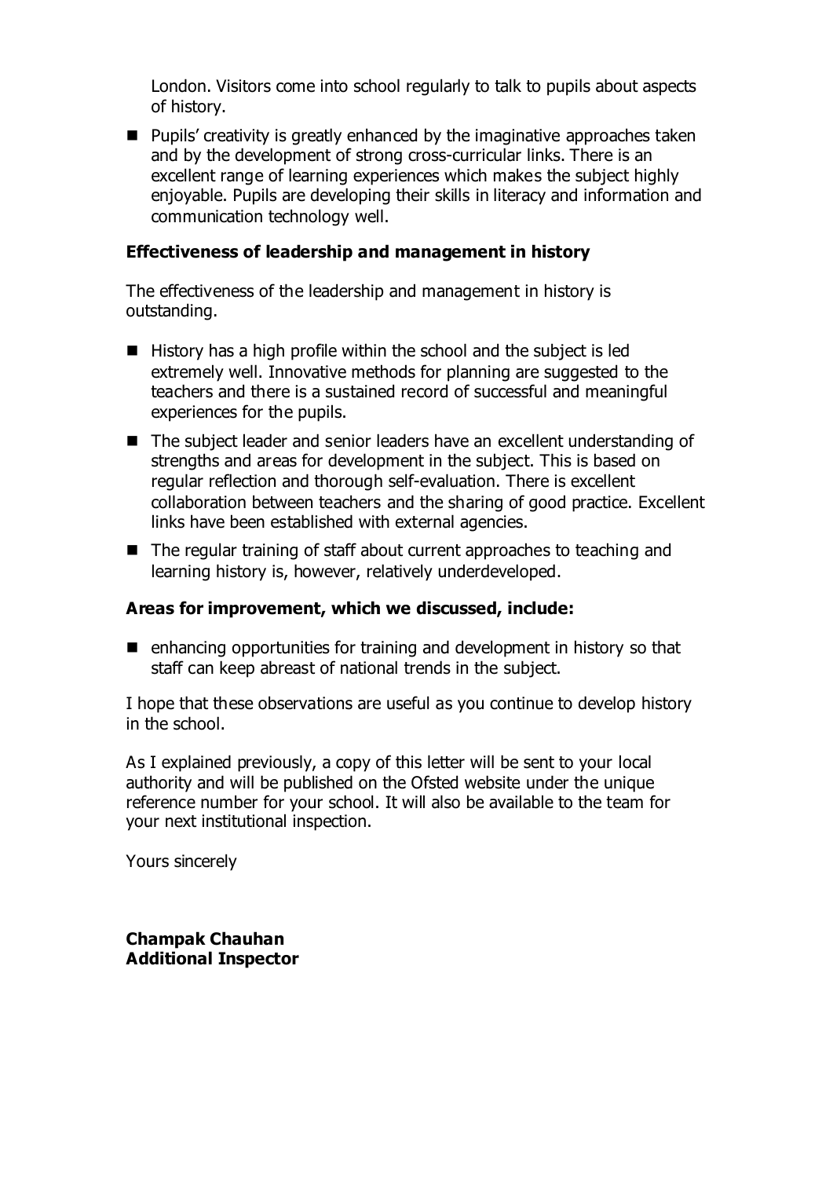London. Visitors come into school regularly to talk to pupils about aspects of history.

- Pupils' creativity is greatly enhanced by the imaginative approaches taken and by the development of strong cross-curricular links. There is an excellent range of learning experiences which makes the subject highly enjoyable. Pupils are developing their skills in literacy and information and communication technology well.

**Effectiveness of leadership and management in history**

The effectiveness of the leadership and management in history is outstanding.

- History has a high profile within the school and the subject is led extremely well. Innovative methods for planning are suggested to the teachers and there is a sustained record of successful and meaningful experiences for the pupils.
- The subject leader and senior leaders have an excellent understanding of strengths and areas for development in the subject. This is based on regular reflection and thorough self-evaluation. There is excellent collaboration between teachers and the sharing of good practice. Excellent links have been established with external agencies.
- The regular training of staff about current approaches to teaching and learning history is, however, relatively underdeveloped.

**Areas for improvement, which we discussed, include:**

- enhancing opportunities for training and development in history so that staff can keep abreast of national trends in the subject.

I hope that these observations are useful as you continue to develop history in the school.

As I explained previously, a copy of this letter will be sent to your local authority and will be published on the Ofsted website under the unique reference number for your school. It will also be available to the team for your next institutional inspection.

Yours sincerely

**Champak Chauhan**
**Additional Inspector**